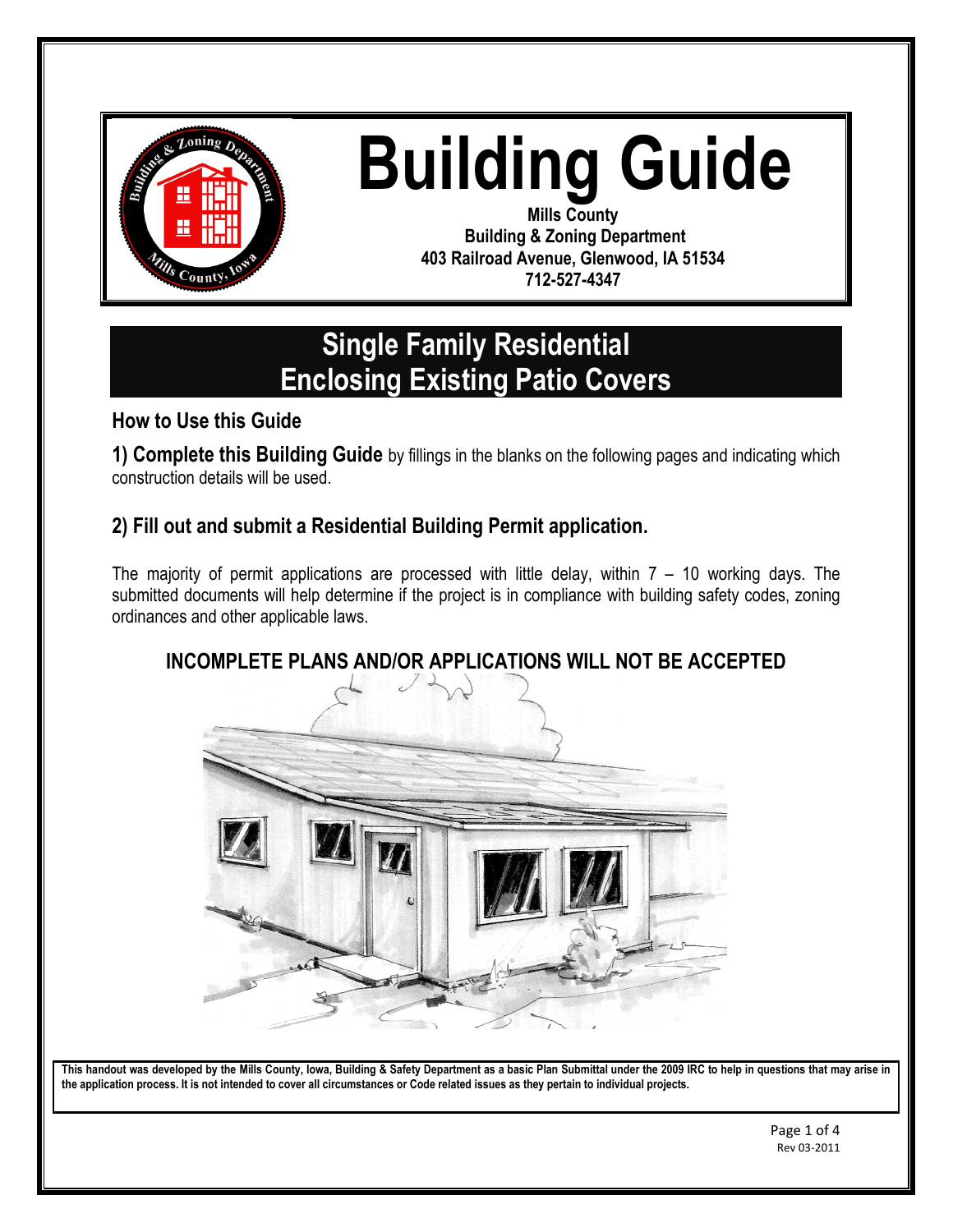# Building Guide

**Mills County**
**Building & Zoning Department**
**403 Railroad Avenue, Glenwood, IA 51534**
**712-527-4347**

## Single Family Residential
## Enclosing Existing Patio Covers

### How to Use this Guide

**1) Complete this Building Guide** by fillings in the blanks on the following pages and indicating which construction details will be used.

### 2) Fill out and submit a Residential Building Permit application.

The majority of permit applications are processed with little delay, within 7 – 10 working days. The submitted documents will help determine if the project is in compliance with building safety codes, zoning ordinances and other applicable laws.

**INCOMPLETE PLANS AND/OR APPLICATIONS WILL NOT BE ACCEPTED**

**This handout was developed by the Mills County, Iowa, Building & Safety Department as a basic Plan Submittal under the 2009 IRC to help in questions that may arise in the application process. It is not intended to cover all circumstances or Code related issues as they pertain to individual projects.**

Rev 03-2011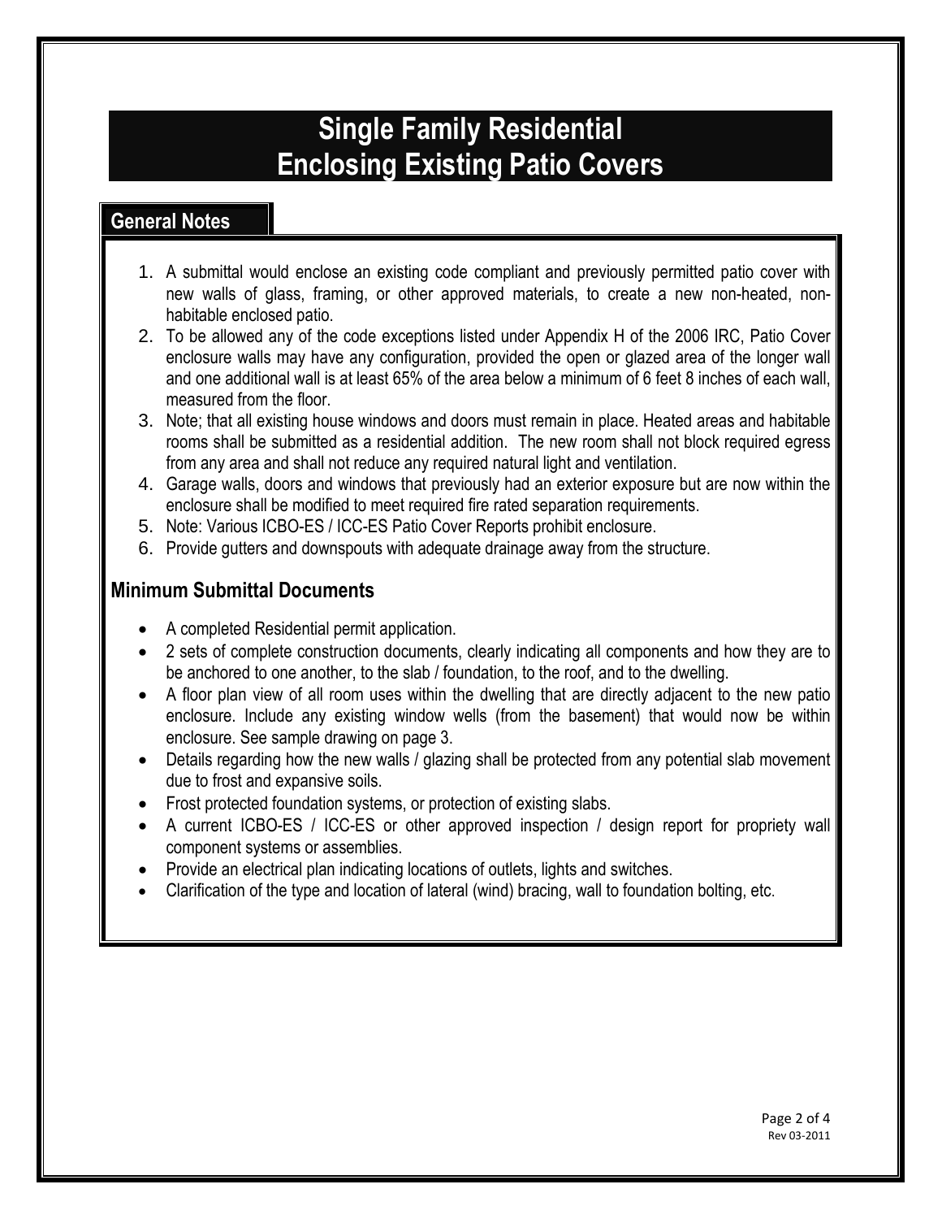# Single Family Residential
# Enclosing Existing Patio Covers

## General Notes

1. A submittal would enclose an existing code compliant and previously permitted patio cover with new walls of glass, framing, or other approved materials, to create a new non-heated, non-habitable enclosed patio.
2. To be allowed any of the code exceptions listed under Appendix H of the 2006 IRC, Patio Cover enclosure walls may have any configuration, provided the open or glazed area of the longer wall and one additional wall is at least 65% of the area below a minimum of 6 feet 8 inches of each wall, measured from the floor.
3. Note; that all existing house windows and doors must remain in place. Heated areas and habitable rooms shall be submitted as a residential addition. The new room shall not block required egress from any area and shall not reduce any required natural light and ventilation.
4. Garage walls, doors and windows that previously had an exterior exposure but are now within the enclosure shall be modified to meet required fire rated separation requirements.
5. Note: Various ICBO-ES / ICC-ES Patio Cover Reports prohibit enclosure.
6. Provide gutters and downspouts with adequate drainage away from the structure.

## Minimum Submittal Documents

- A completed Residential permit application.
- 2 sets of complete construction documents, clearly indicating all components and how they are to be anchored to one another, to the slab / foundation, to the roof, and to the dwelling.
- A floor plan view of all room uses within the dwelling that are directly adjacent to the new patio enclosure. Include any existing window wells (from the basement) that would now be within enclosure. See sample drawing on page 3.
- Details regarding how the new walls / glazing shall be protected from any potential slab movement due to frost and expansive soils.
- Frost protected foundation systems, or protection of existing slabs.
- A current ICBO-ES / ICC-ES or other approved inspection / design report for propriety wall component systems or assemblies.
- Provide an electrical plan indicating locations of outlets, lights and switches.
- Clarification of the type and location of lateral (wind) bracing, wall to foundation bolting, etc.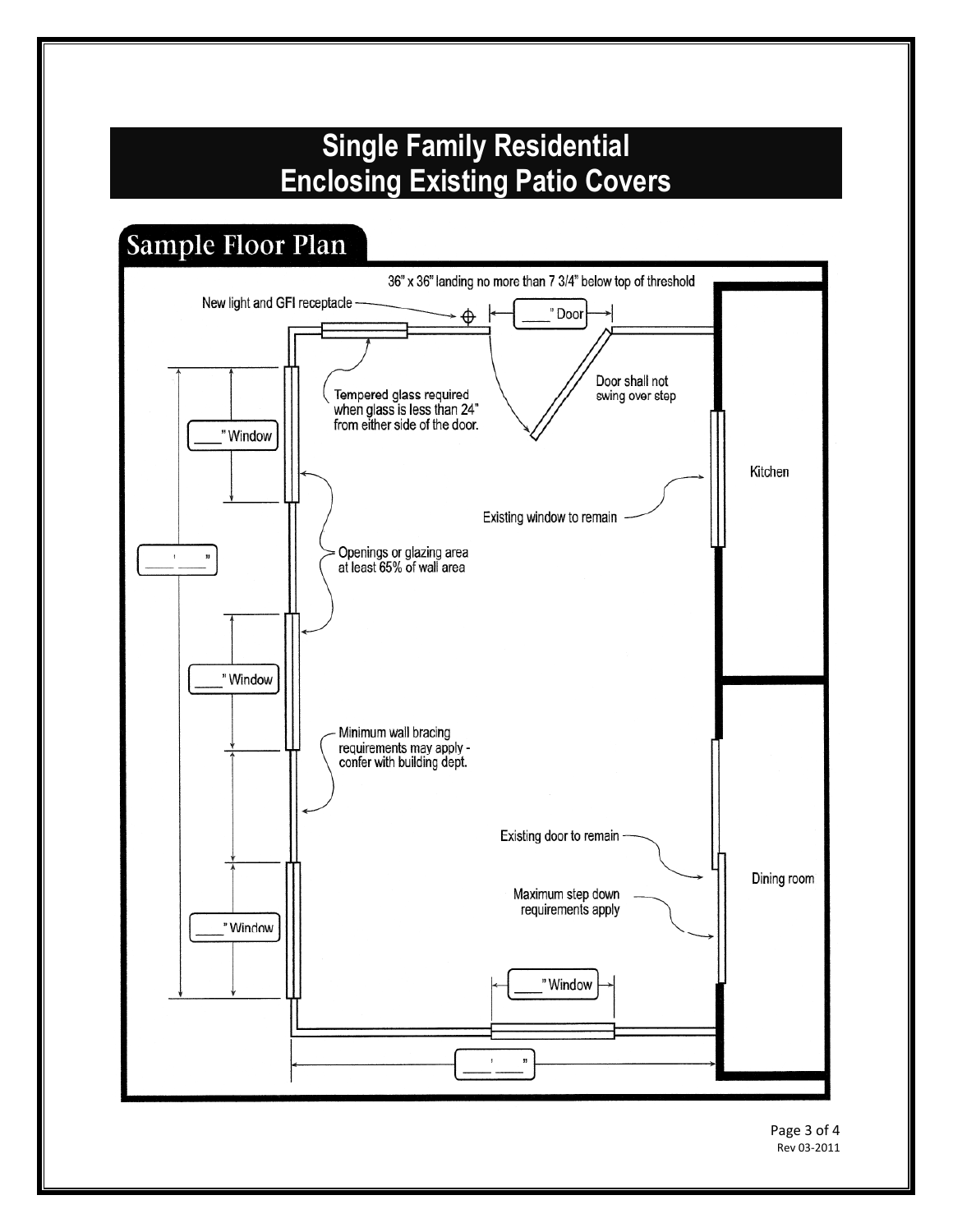# Single Family Residential Enclosing Existing Patio Covers

## Sample Floor Plan

36" x 36" landing no more than 7 3/4" below top of threshold

New light and GFI receptacle

____" Door

Door shall not swing over step

Tempered glass required when glass is less than 24" from either side of the door.

____" Window

Kitchen

Existing window to remain

____' ____"

Openings or glazing area at least 65% of wall area

____" Window

Minimum wall bracing requirements may apply - confer with building dept.

Existing door to remain

Dining room

Maximum step down requirements apply

____" Window

____" Window

____' ____"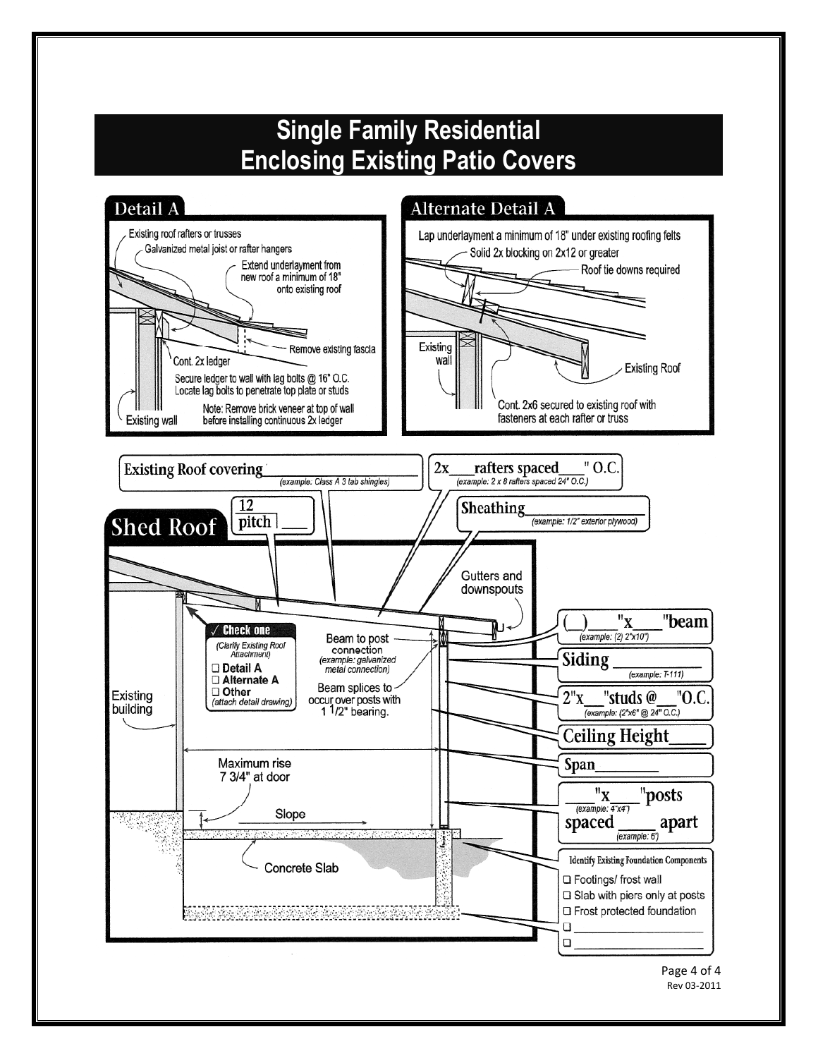# Single Family Residential
# Enclosing Existing Patio Covers

## Detail A

Existing roof rafters or trusses

Galvanized metal joist or rafter hangers

Extend underlayment from new roof a minimum of 18" onto existing roof

Remove existing fascia

Cont. 2x ledger

Secure ledger to wall with lag bolts @ 16" O.C.
Locate lag bolts to penetrate top plate or studs

Note: Remove brick veneer at top of wall before installing continuous 2x ledger

Existing wall

## Alternate Detail A

Lap underlayment a minimum of 18" under existing roofing felts

Solid 2x blocking on 2x12 or greater

Roof tie downs required

Existing wall

Existing Roof

Cont. 2x6 secured to existing roof with fasteners at each rafter or truss

## Shed Roof

**Existing Roof covering**\_\_\_\_\_\_\_\_\_\_\_\_ *(example: Class A 3 tab shingles)*

**2x\_\_\_rafters spaced\_\_\_" O.C.** *(example: 2 x 8 rafters spaced 24" O.C.)*

**12 / pitch** \_\_\_

**Sheathing**\_\_\_\_\_\_\_\_\_\_\_\_ *(example: 1/2" exterior plywood)*

Gutters and downspouts

**(\_\_)\_\_\_"x\_\_\_"beam** *(example: (2) 2"x10")*

**Siding** \_\_\_\_\_\_\_\_ *(example: T-111)*

**2"x\_\_"studs @\_\_"O.C.** *(example: (2"x6" @ 24" O.C.)*

**Ceiling Height**\_\_\_\_

**Span**\_\_\_\_\_\_\_\_

**\_\_\_"x\_\_\_"posts** *(example: 4"x4")* **spaced \_\_\_\_ apart** *(example: 6')*

✓ **Check one**
*(Clarify Existing Roof Attachment)*
- ☐ **Detail A**
- ☐ **Alternate A**
- ☐ **Other** *(attach detail drawing)*

Beam to post connection *(example: galvanized metal connection)*

Beam splices to occur over posts with 1 1/2" bearing.

Existing building

Maximum rise 7 3/4" at door

Slope

Concrete Slab

**Identify Existing Foundation Components**
- ☐ Footings/ frost wall
- ☐ Slab with piers only at posts
- ☐ Frost protected foundation
- ☐ \_\_\_\_\_\_\_\_\_\_\_\_\_\_\_\_
- ☐ \_\_\_\_\_\_\_\_\_\_\_\_\_\_\_\_

Rev 03-2011